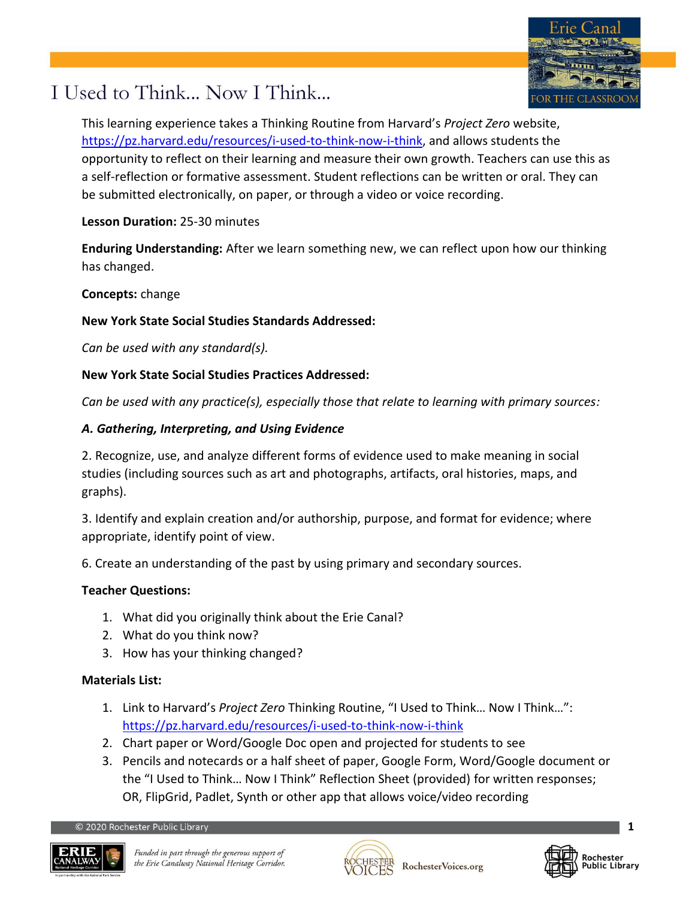# I Used to Think… Now I Think…

This learning experience takes a Thinking Routine from Harvard's *Project Zero* website, https://pz.harvard.edu/resources/i-used-to-think-now-i-think, and allows students the opportunity to reflect on their learning and measure their own growth. Teachers can use this as a self-reflection or formative assessment. Student reflections can be written or oral. They can be submitted electronically, on paper, or through a video or voice recording.

**Lesson Duration:** 25-30 minutes

**Enduring Understanding:** After we learn something new, we can reflect upon how our thinking has changed.

**Concepts:** change

**New York State Social Studies Standards Addressed:**

*Can be used with any standard(s).*

**New York State Social Studies Practices Addressed:**

*Can be used with any practice(s), especially those that relate to learning with primary sources:*

***A. Gathering, Interpreting, and Using Evidence***

2. Recognize, use, and analyze different forms of evidence used to make meaning in social studies (including sources such as art and photographs, artifacts, oral histories, maps, and graphs).

3. Identify and explain creation and/or authorship, purpose, and format for evidence; where appropriate, identify point of view.

6. Create an understanding of the past by using primary and secondary sources.

**Teacher Questions:**

1. What did you originally think about the Erie Canal?
2. What do you think now?
3. How has your thinking changed?

**Materials List:**

1. Link to Harvard's *Project Zero* Thinking Routine, "I Used to Think… Now I Think…": https://pz.harvard.edu/resources/i-used-to-think-now-i-think
2. Chart paper or Word/Google Doc open and projected for students to see
3. Pencils and notecards or a half sheet of paper, Google Form, Word/Google document or the "I Used to Think… Now I Think" Reflection Sheet (provided) for written responses; OR, FlipGrid, Padlet, Synth or other app that allows voice/video recording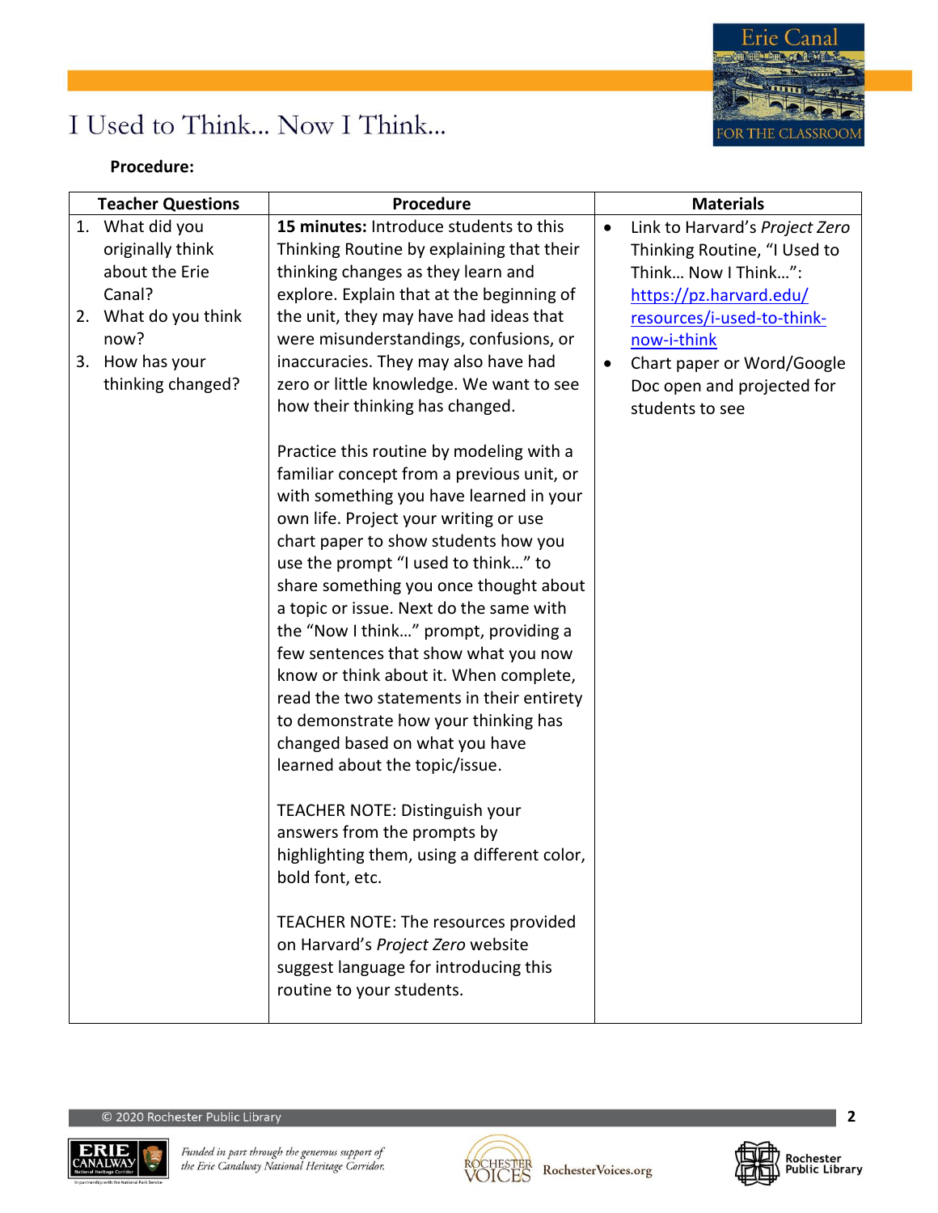# I Used to Think… Now I Think…

**Procedure:**

| Teacher Questions | Procedure | Materials |
|---|---|---|
| 1. What did you originally think about the Erie Canal?<br>2. What do you think now?<br>3. How has your thinking changed? | **15 minutes:** Introduce students to this Thinking Routine by explaining that their thinking changes as they learn and explore. Explain that at the beginning of the unit, they may have had ideas that were misunderstandings, confusions, or inaccuracies. They may also have had zero or little knowledge. We want to see how their thinking has changed.<br><br>Practice this routine by modeling with a familiar concept from a previous unit, or with something you have learned in your own life. Project your writing or use chart paper to show students how you use the prompt "I used to think…" to share something you once thought about a topic or issue. Next do the same with the "Now I think…" prompt, providing a few sentences that show what you now know or think about it. When complete, read the two statements in their entirety to demonstrate how your thinking has changed based on what you have learned about the topic/issue.<br><br>TEACHER NOTE: Distinguish your answers from the prompts by highlighting them, using a different color, bold font, etc.<br><br>TEACHER NOTE: The resources provided on Harvard's *Project Zero* website suggest language for introducing this routine to your students. | • Link to Harvard's *Project Zero* Thinking Routine, "I Used to Think… Now I Think…": https://pz.harvard.edu/resources/i-used-to-think-now-i-think<br>• Chart paper or Word/Google Doc open and projected for students to see |

© 2020 Rochester Public Library

*Funded in part through the generous support of the Erie Canalway National Heritage Corridor.*

RochesterVoices.org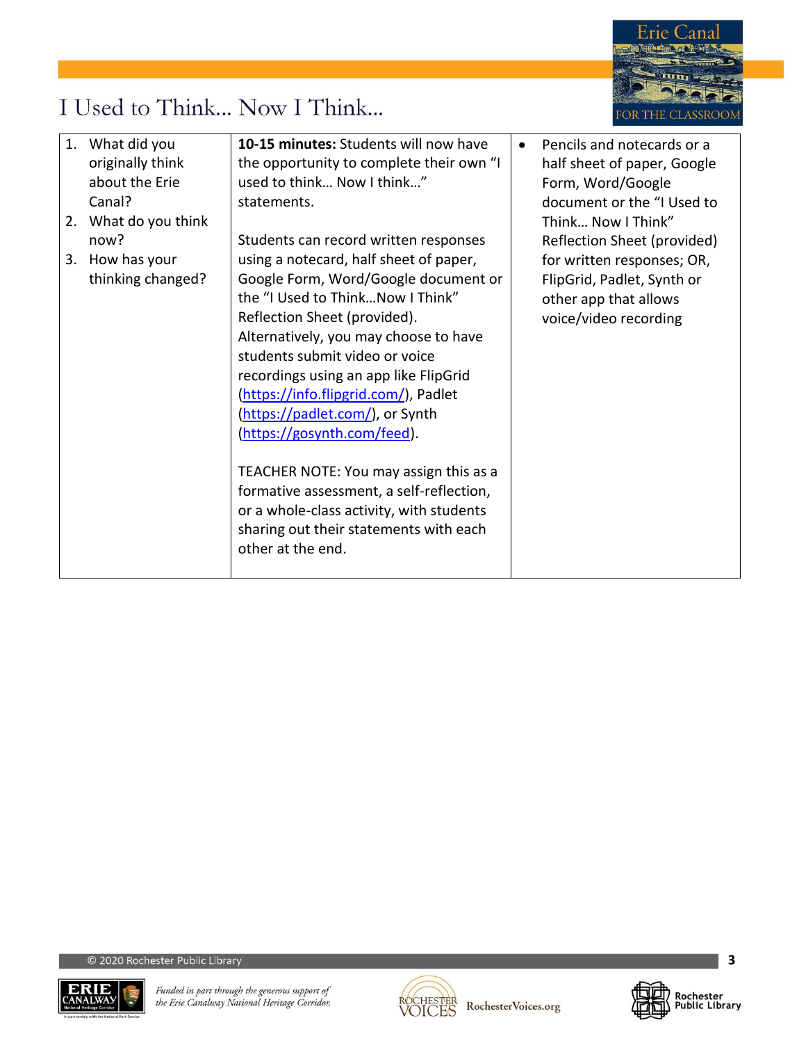# I Used to Think... Now I Think...

| | | |
|---|---|---|
| 1. What did you originally think about the Erie Canal?<br>2. What do you think now?<br>3. How has your thinking changed? | **10-15 minutes:** Students will now have the opportunity to complete their own "I used to think… Now I think…" statements.<br><br>Students can record written responses using a notecard, half sheet of paper, Google Form, Word/Google document or the "I Used to Think…Now I Think" Reflection Sheet (provided). Alternatively, you may choose to have students submit video or voice recordings using an app like FlipGrid (https://info.flipgrid.com/), Padlet (https://padlet.com/), or Synth (https://gosynth.com/feed).<br><br>TEACHER NOTE: You may assign this as a formative assessment, a self-reflection, or a whole-class activity, with students sharing out their statements with each other at the end. | • Pencils and notecards or a half sheet of paper, Google Form, Word/Google document or the "I Used to Think… Now I Think" Reflection Sheet (provided) for written responses; OR, FlipGrid, Padlet, Synth or other app that allows voice/video recording |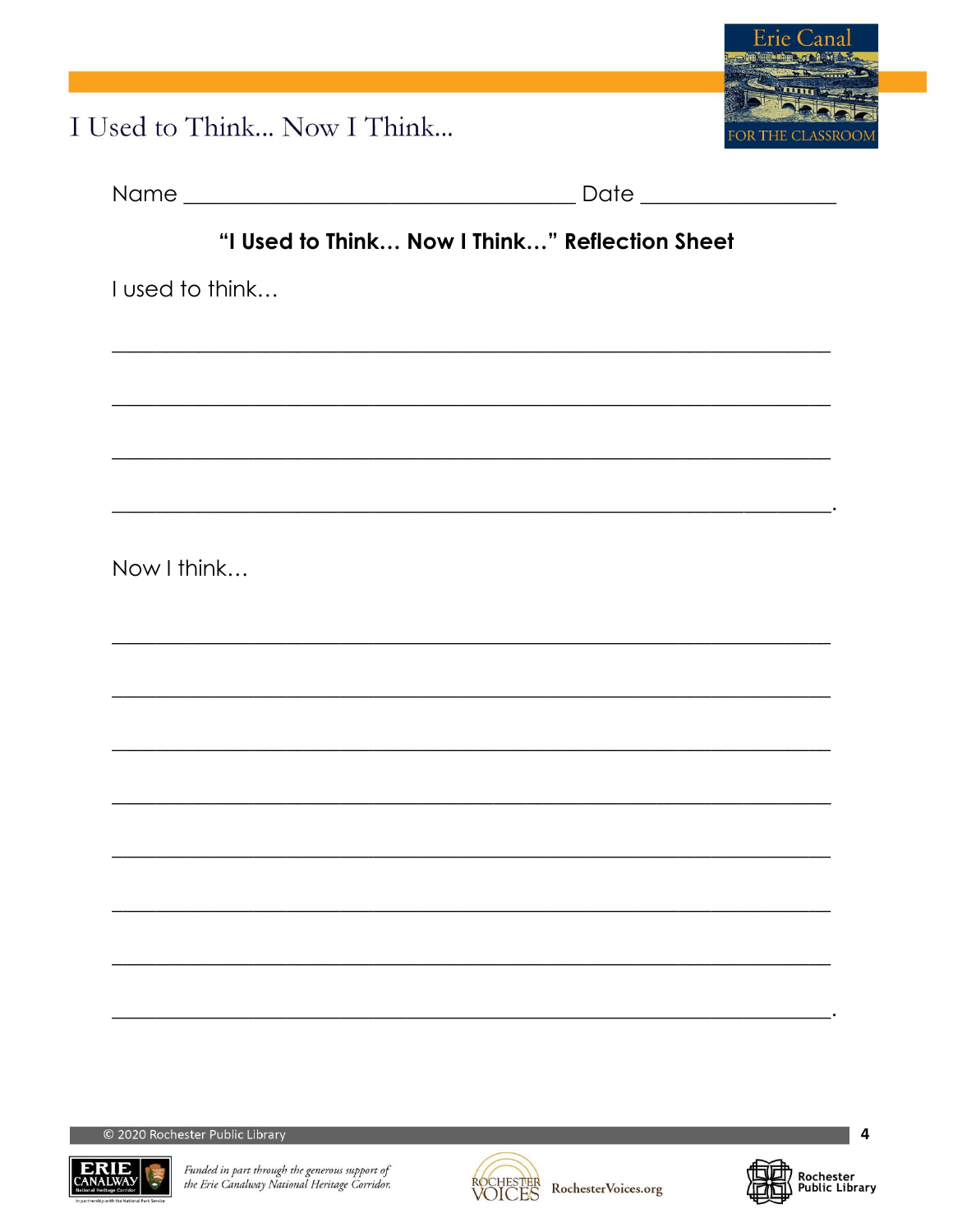# I Used to Think... Now I Think...

Name ____________________________________ Date _________________

**"I Used to Think… Now I Think…" Reflection Sheet**

I used to think…

___________________________________________________________________

___________________________________________________________________

___________________________________________________________________

___________________________________________________________________.

Now I think…

___________________________________________________________________

___________________________________________________________________

___________________________________________________________________

___________________________________________________________________

___________________________________________________________________

___________________________________________________________________

___________________________________________________________________

___________________________________________________________________.

© 2020 Rochester Public Library

*Funded in part through the generous support of the Erie Canalway National Heritage Corridor.*

RochesterVoices.org